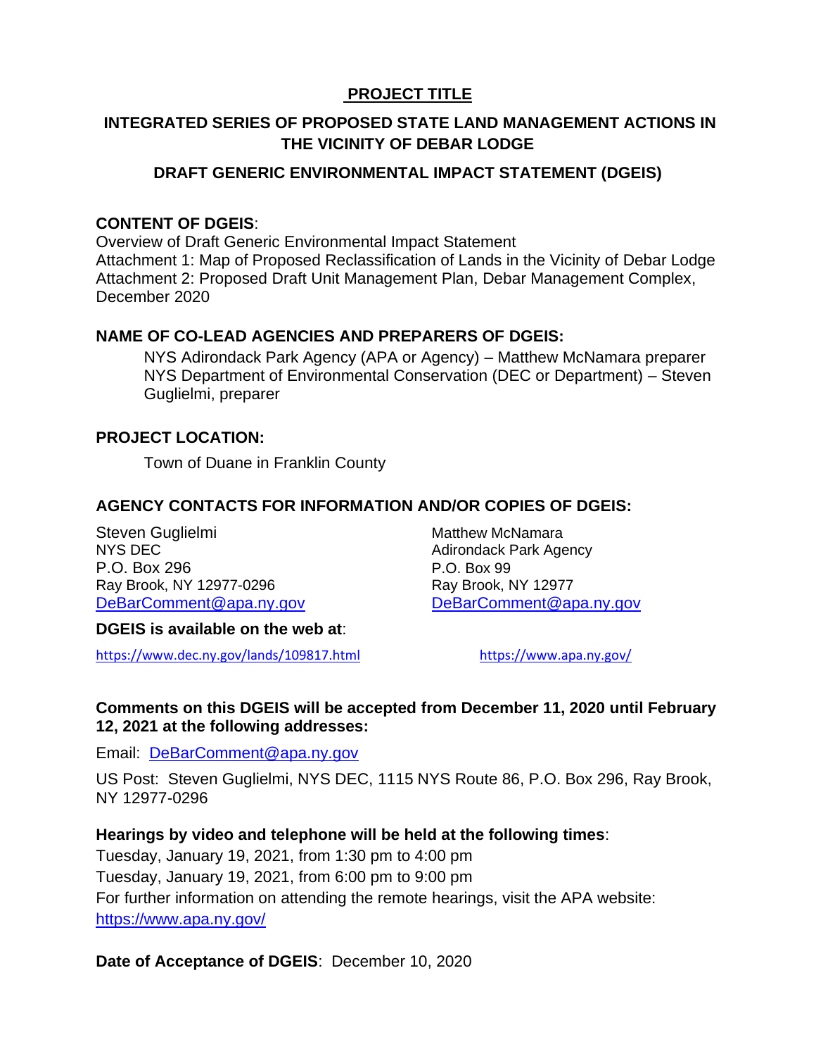# PROJECT TITLE

## INTEGRATED SERIES OF PROPOSED STATE LAND MANAGEMENT ACTIONS IN THE VICINITY OF DEBAR LODGE

## DRAFT GENERIC ENVIRONMENTAL IMPACT STATEMENT (DGEIS)

**CONTENT OF DGEIS**:

Overview of Draft Generic Environmental Impact Statement
Attachment 1: Map of Proposed Reclassification of Lands in the Vicinity of Debar Lodge
Attachment 2: Proposed Draft Unit Management Plan, Debar Management Complex, December 2020

**NAME OF CO-LEAD AGENCIES AND PREPARERS OF DGEIS:**

NYS Adirondack Park Agency (APA or Agency) – Matthew McNamara preparer
NYS Department of Environmental Conservation (DEC or Department) – Steven Guglielmi, preparer

**PROJECT LOCATION:**

Town of Duane in Franklin County

**AGENCY CONTACTS FOR INFORMATION AND/OR COPIES OF DGEIS:**

Steven Guglielmi
NYS DEC
P.O. Box 296
Ray Brook, NY 12977-0296
DeBarComment@apa.ny.gov

Matthew McNamara
Adirondack Park Agency
P.O. Box 99
Ray Brook, NY 12977
DeBarComment@apa.ny.gov

**DGEIS is available on the web at**:

https://www.dec.ny.gov/lands/109817.html

https://www.apa.ny.gov/

**Comments on this DGEIS will be accepted from December 11, 2020 until February 12, 2021 at the following addresses:**

Email: DeBarComment@apa.ny.gov

US Post: Steven Guglielmi, NYS DEC, 1115 NYS Route 86, P.O. Box 296, Ray Brook, NY 12977-0296

**Hearings by video and telephone will be held at the following times**:

Tuesday, January 19, 2021, from 1:30 pm to 4:00 pm
Tuesday, January 19, 2021, from 6:00 pm to 9:00 pm
For further information on attending the remote hearings, visit the APA website: https://www.apa.ny.gov/

**Date of Acceptance of DGEIS**: December 10, 2020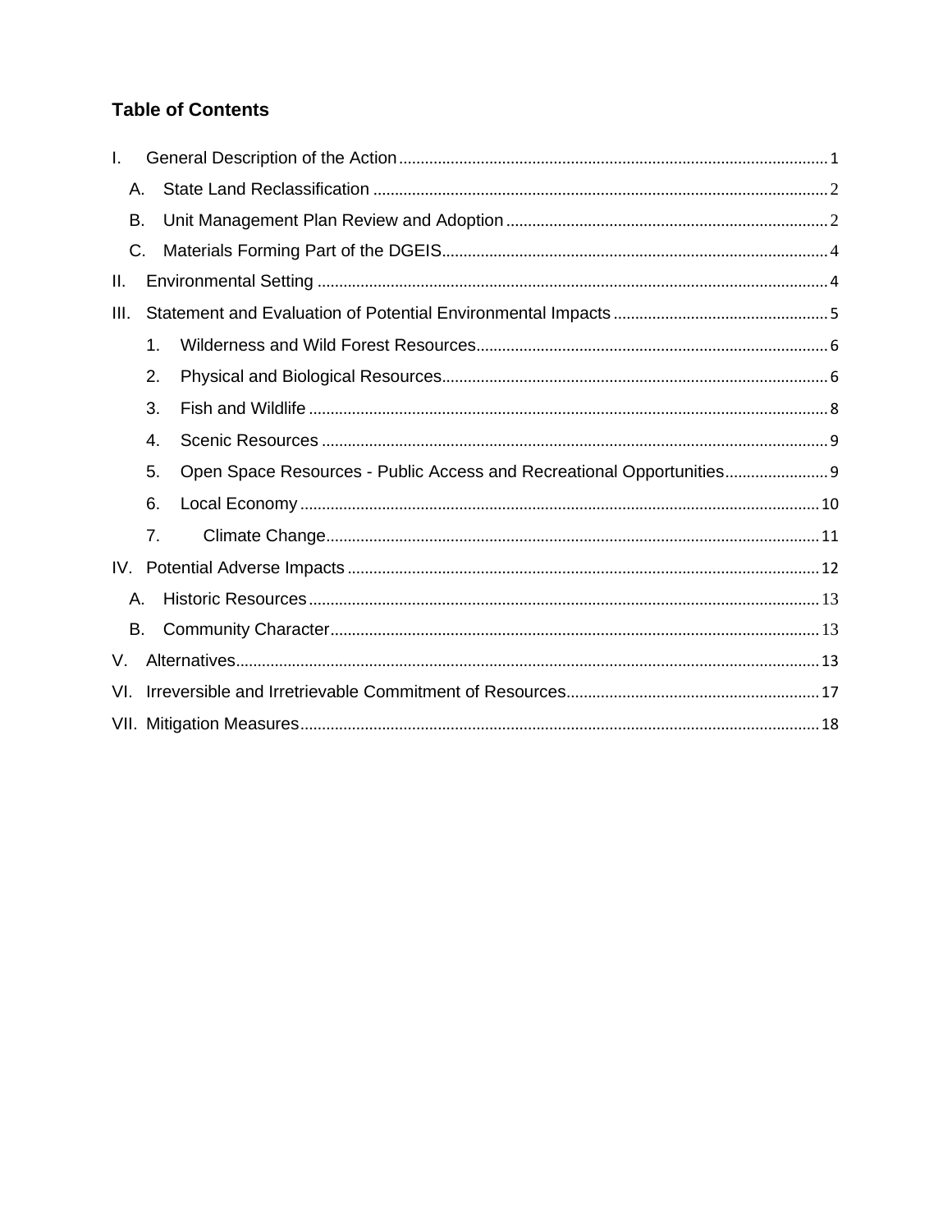## Table of Contents

I. General Description of the Action .......... 1

- A. State Land Reclassification .......... 2
- B. Unit Management Plan Review and Adoption .......... 2
- C. Materials Forming Part of the DGEIS .......... 4

II. Environmental Setting .......... 4

III. Statement and Evaluation of Potential Environmental Impacts .......... 5

1. Wilderness and Wild Forest Resources .......... 6
2. Physical and Biological Resources .......... 6
3. Fish and Wildlife .......... 8
4. Scenic Resources .......... 9
5. Open Space Resources - Public Access and Recreational Opportunities .......... 9
6. Local Economy .......... 10
7. Climate Change .......... 11

IV. Potential Adverse Impacts .......... 12

- A. Historic Resources .......... 13
- B. Community Character .......... 13

V. Alternatives .......... 13

VI. Irreversible and Irretrievable Commitment of Resources .......... 17

VII. Mitigation Measures .......... 18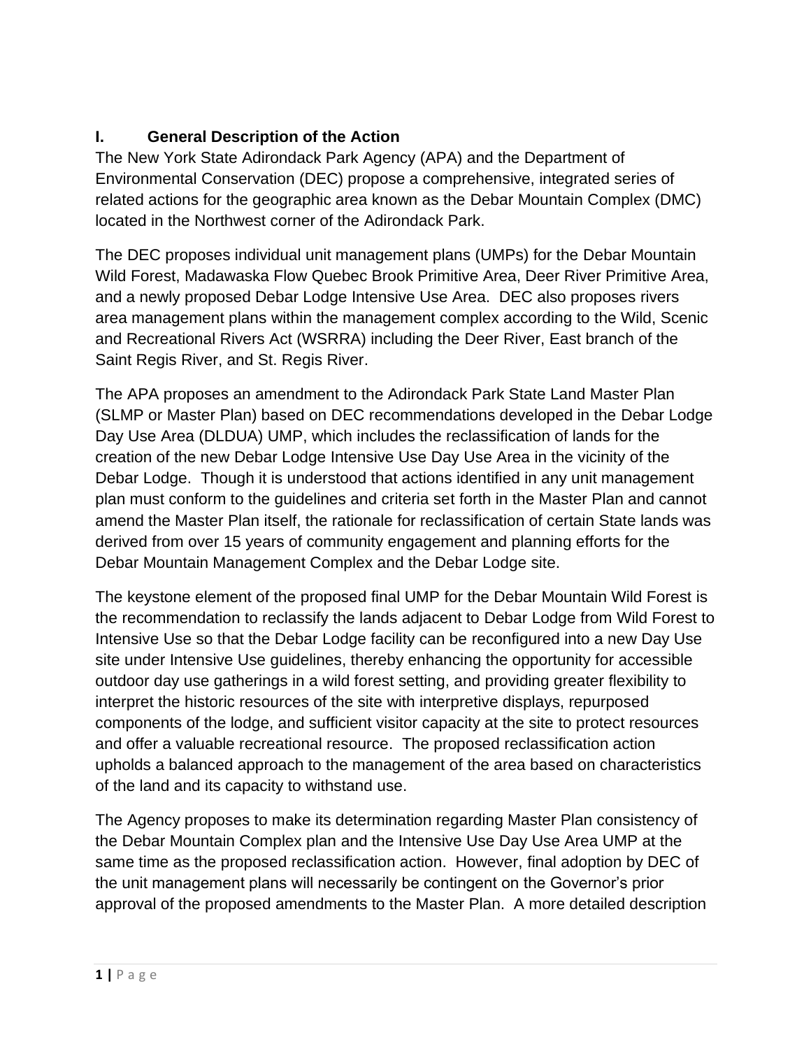## I. General Description of the Action

The New York State Adirondack Park Agency (APA) and the Department of Environmental Conservation (DEC) propose a comprehensive, integrated series of related actions for the geographic area known as the Debar Mountain Complex (DMC) located in the Northwest corner of the Adirondack Park.

The DEC proposes individual unit management plans (UMPs) for the Debar Mountain Wild Forest, Madawaska Flow Quebec Brook Primitive Area, Deer River Primitive Area, and a newly proposed Debar Lodge Intensive Use Area. DEC also proposes rivers area management plans within the management complex according to the Wild, Scenic and Recreational Rivers Act (WSRRA) including the Deer River, East branch of the Saint Regis River, and St. Regis River.

The APA proposes an amendment to the Adirondack Park State Land Master Plan (SLMP or Master Plan) based on DEC recommendations developed in the Debar Lodge Day Use Area (DLDUA) UMP, which includes the reclassification of lands for the creation of the new Debar Lodge Intensive Use Day Use Area in the vicinity of the Debar Lodge. Though it is understood that actions identified in any unit management plan must conform to the guidelines and criteria set forth in the Master Plan and cannot amend the Master Plan itself, the rationale for reclassification of certain State lands was derived from over 15 years of community engagement and planning efforts for the Debar Mountain Management Complex and the Debar Lodge site.

The keystone element of the proposed final UMP for the Debar Mountain Wild Forest is the recommendation to reclassify the lands adjacent to Debar Lodge from Wild Forest to Intensive Use so that the Debar Lodge facility can be reconfigured into a new Day Use site under Intensive Use guidelines, thereby enhancing the opportunity for accessible outdoor day use gatherings in a wild forest setting, and providing greater flexibility to interpret the historic resources of the site with interpretive displays, repurposed components of the lodge, and sufficient visitor capacity at the site to protect resources and offer a valuable recreational resource. The proposed reclassification action upholds a balanced approach to the management of the area based on characteristics of the land and its capacity to withstand use.

The Agency proposes to make its determination regarding Master Plan consistency of the Debar Mountain Complex plan and the Intensive Use Day Use Area UMP at the same time as the proposed reclassification action. However, final adoption by DEC of the unit management plans will necessarily be contingent on the Governor's prior approval of the proposed amendments to the Master Plan. A more detailed description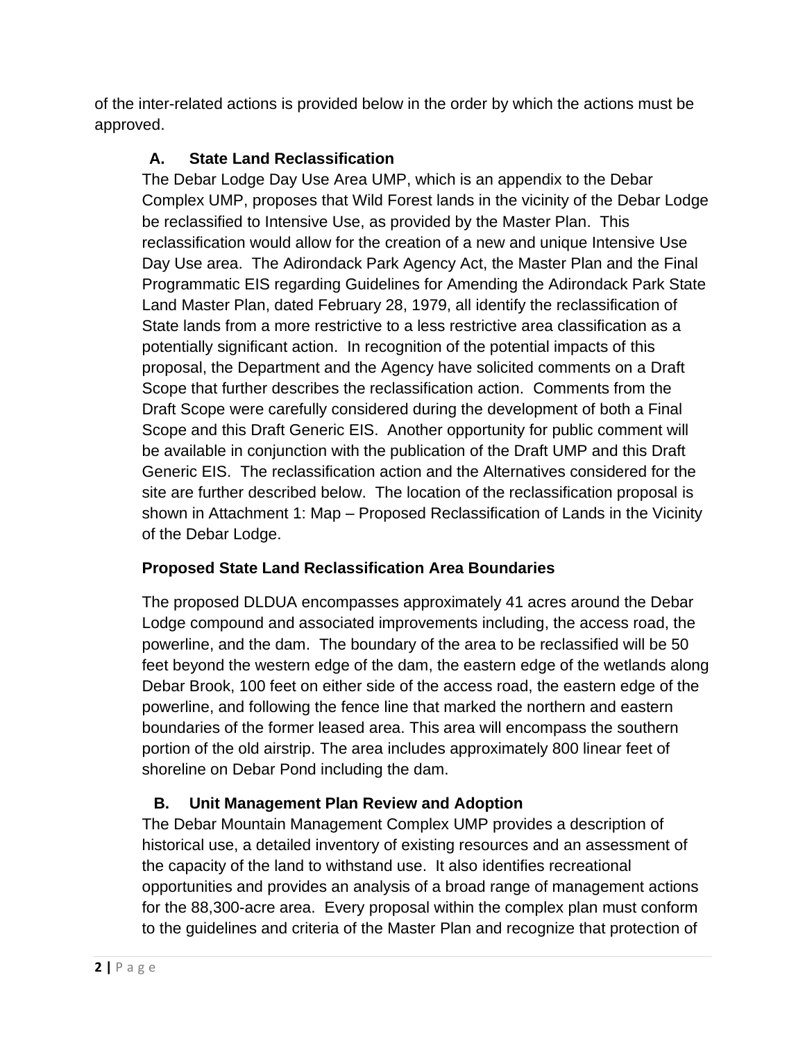of the inter-related actions is provided below in the order by which the actions must be approved.

### A. State Land Reclassification

The Debar Lodge Day Use Area UMP, which is an appendix to the Debar Complex UMP, proposes that Wild Forest lands in the vicinity of the Debar Lodge be reclassified to Intensive Use, as provided by the Master Plan. This reclassification would allow for the creation of a new and unique Intensive Use Day Use area. The Adirondack Park Agency Act, the Master Plan and the Final Programmatic EIS regarding Guidelines for Amending the Adirondack Park State Land Master Plan, dated February 28, 1979, all identify the reclassification of State lands from a more restrictive to a less restrictive area classification as a potentially significant action. In recognition of the potential impacts of this proposal, the Department and the Agency have solicited comments on a Draft Scope that further describes the reclassification action. Comments from the Draft Scope were carefully considered during the development of both a Final Scope and this Draft Generic EIS. Another opportunity for public comment will be available in conjunction with the publication of the Draft UMP and this Draft Generic EIS. The reclassification action and the Alternatives considered for the site are further described below. The location of the reclassification proposal is shown in Attachment 1: Map – Proposed Reclassification of Lands in the Vicinity of the Debar Lodge.

#### Proposed State Land Reclassification Area Boundaries

The proposed DLDUA encompasses approximately 41 acres around the Debar Lodge compound and associated improvements including, the access road, the powerline, and the dam. The boundary of the area to be reclassified will be 50 feet beyond the western edge of the dam, the eastern edge of the wetlands along Debar Brook, 100 feet on either side of the access road, the eastern edge of the powerline, and following the fence line that marked the northern and eastern boundaries of the former leased area. This area will encompass the southern portion of the old airstrip. The area includes approximately 800 linear feet of shoreline on Debar Pond including the dam.

### B. Unit Management Plan Review and Adoption

The Debar Mountain Management Complex UMP provides a description of historical use, a detailed inventory of existing resources and an assessment of the capacity of the land to withstand use. It also identifies recreational opportunities and provides an analysis of a broad range of management actions for the 88,300-acre area. Every proposal within the complex plan must conform to the guidelines and criteria of the Master Plan and recognize that protection of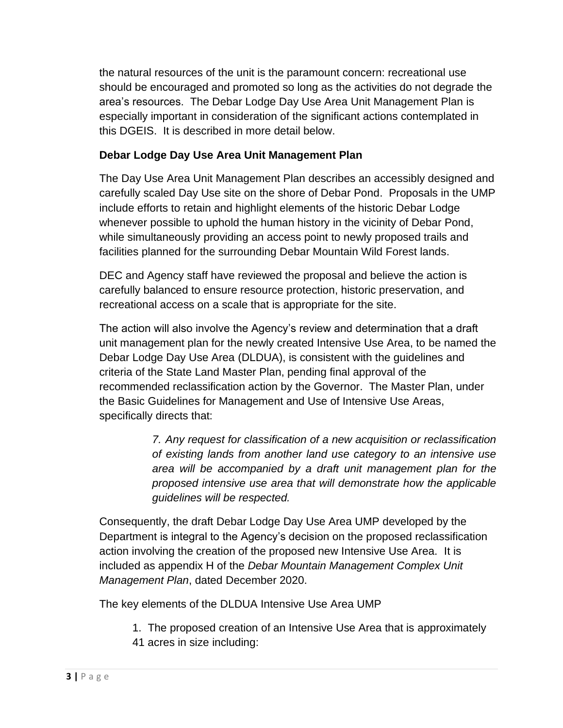the natural resources of the unit is the paramount concern: recreational use should be encouraged and promoted so long as the activities do not degrade the area's resources. The Debar Lodge Day Use Area Unit Management Plan is especially important in consideration of the significant actions contemplated in this DGEIS. It is described in more detail below.

**Debar Lodge Day Use Area Unit Management Plan**

The Day Use Area Unit Management Plan describes an accessibly designed and carefully scaled Day Use site on the shore of Debar Pond. Proposals in the UMP include efforts to retain and highlight elements of the historic Debar Lodge whenever possible to uphold the human history in the vicinity of Debar Pond, while simultaneously providing an access point to newly proposed trails and facilities planned for the surrounding Debar Mountain Wild Forest lands.

DEC and Agency staff have reviewed the proposal and believe the action is carefully balanced to ensure resource protection, historic preservation, and recreational access on a scale that is appropriate for the site.

The action will also involve the Agency's review and determination that a draft unit management plan for the newly created Intensive Use Area, to be named the Debar Lodge Day Use Area (DLDUA), is consistent with the guidelines and criteria of the State Land Master Plan, pending final approval of the recommended reclassification action by the Governor. The Master Plan, under the Basic Guidelines for Management and Use of Intensive Use Areas, specifically directs that:

> *7. Any request for classification of a new acquisition or reclassification of existing lands from another land use category to an intensive use area will be accompanied by a draft unit management plan for the proposed intensive use area that will demonstrate how the applicable guidelines will be respected.*

Consequently, the draft Debar Lodge Day Use Area UMP developed by the Department is integral to the Agency's decision on the proposed reclassification action involving the creation of the proposed new Intensive Use Area. It is included as appendix H of the *Debar Mountain Management Complex Unit Management Plan*, dated December 2020.

The key elements of the DLDUA Intensive Use Area UMP

1. The proposed creation of an Intensive Use Area that is approximately 41 acres in size including: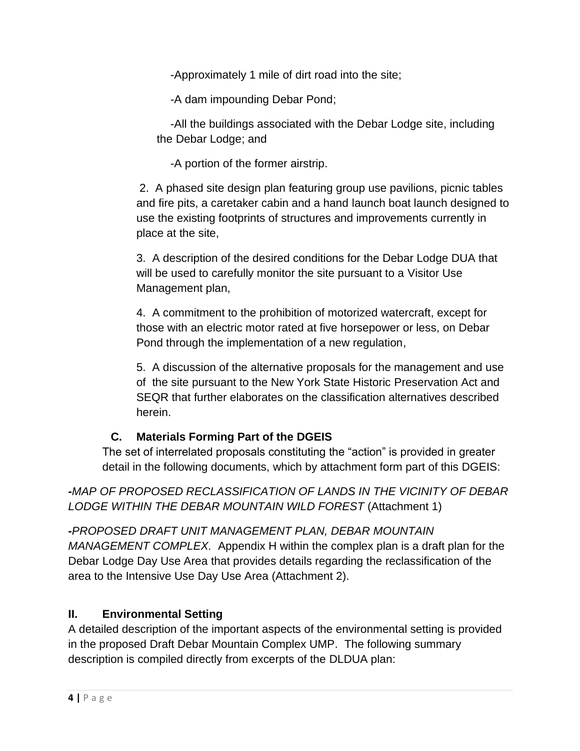-Approximately 1 mile of dirt road into the site;

-A dam impounding Debar Pond;

-All the buildings associated with the Debar Lodge site, including the Debar Lodge; and

-A portion of the former airstrip.

2. A phased site design plan featuring group use pavilions, picnic tables and fire pits, a caretaker cabin and a hand launch boat launch designed to use the existing footprints of structures and improvements currently in place at the site,

3. A description of the desired conditions for the Debar Lodge DUA that will be used to carefully monitor the site pursuant to a Visitor Use Management plan,

4. A commitment to the prohibition of motorized watercraft, except for those with an electric motor rated at five horsepower or less, on Debar Pond through the implementation of a new regulation,

5. A discussion of the alternative proposals for the management and use of the site pursuant to the New York State Historic Preservation Act and SEQR that further elaborates on the classification alternatives described herein.

### C. Materials Forming Part of the DGEIS

The set of interrelated proposals constituting the "action" is provided in greater detail in the following documents, which by attachment form part of this DGEIS:

*-MAP OF PROPOSED RECLASSIFICATION OF LANDS IN THE VICINITY OF DEBAR LODGE WITHIN THE DEBAR MOUNTAIN WILD FOREST* (Attachment 1)

*-PROPOSED DRAFT UNIT MANAGEMENT PLAN, DEBAR MOUNTAIN MANAGEMENT COMPLEX.* Appendix H within the complex plan is a draft plan for the Debar Lodge Day Use Area that provides details regarding the reclassification of the area to the Intensive Use Day Use Area (Attachment 2).

## II. Environmental Setting

A detailed description of the important aspects of the environmental setting is provided in the proposed Draft Debar Mountain Complex UMP. The following summary description is compiled directly from excerpts of the DLDUA plan: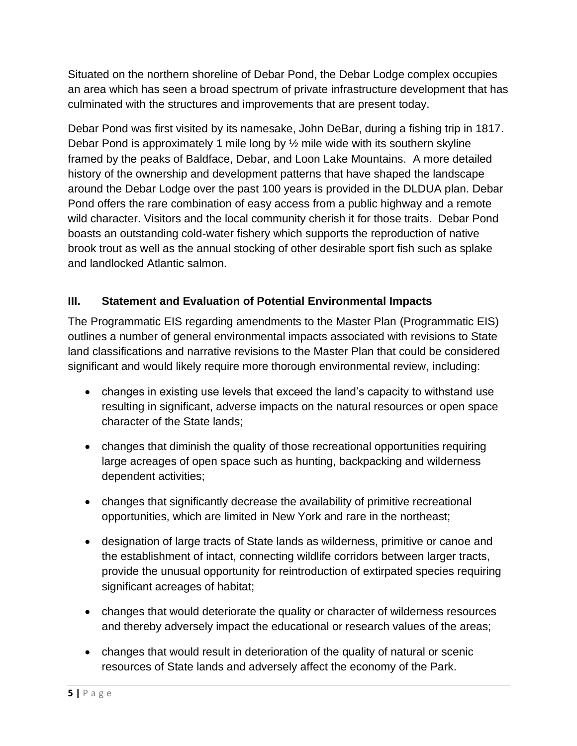Situated on the northern shoreline of Debar Pond, the Debar Lodge complex occupies an area which has seen a broad spectrum of private infrastructure development that has culminated with the structures and improvements that are present today.

Debar Pond was first visited by its namesake, John DeBar, during a fishing trip in 1817. Debar Pond is approximately 1 mile long by ½ mile wide with its southern skyline framed by the peaks of Baldface, Debar, and Loon Lake Mountains. A more detailed history of the ownership and development patterns that have shaped the landscape around the Debar Lodge over the past 100 years is provided in the DLDUA plan. Debar Pond offers the rare combination of easy access from a public highway and a remote wild character. Visitors and the local community cherish it for those traits. Debar Pond boasts an outstanding cold-water fishery which supports the reproduction of native brook trout as well as the annual stocking of other desirable sport fish such as splake and landlocked Atlantic salmon.

## III. Statement and Evaluation of Potential Environmental Impacts

The Programmatic EIS regarding amendments to the Master Plan (Programmatic EIS) outlines a number of general environmental impacts associated with revisions to State land classifications and narrative revisions to the Master Plan that could be considered significant and would likely require more thorough environmental review, including:

- changes in existing use levels that exceed the land's capacity to withstand use resulting in significant, adverse impacts on the natural resources or open space character of the State lands;
- changes that diminish the quality of those recreational opportunities requiring large acreages of open space such as hunting, backpacking and wilderness dependent activities;
- changes that significantly decrease the availability of primitive recreational opportunities, which are limited in New York and rare in the northeast;
- designation of large tracts of State lands as wilderness, primitive or canoe and the establishment of intact, connecting wildlife corridors between larger tracts, provide the unusual opportunity for reintroduction of extirpated species requiring significant acreages of habitat;
- changes that would deteriorate the quality or character of wilderness resources and thereby adversely impact the educational or research values of the areas;
- changes that would result in deterioration of the quality of natural or scenic resources of State lands and adversely affect the economy of the Park.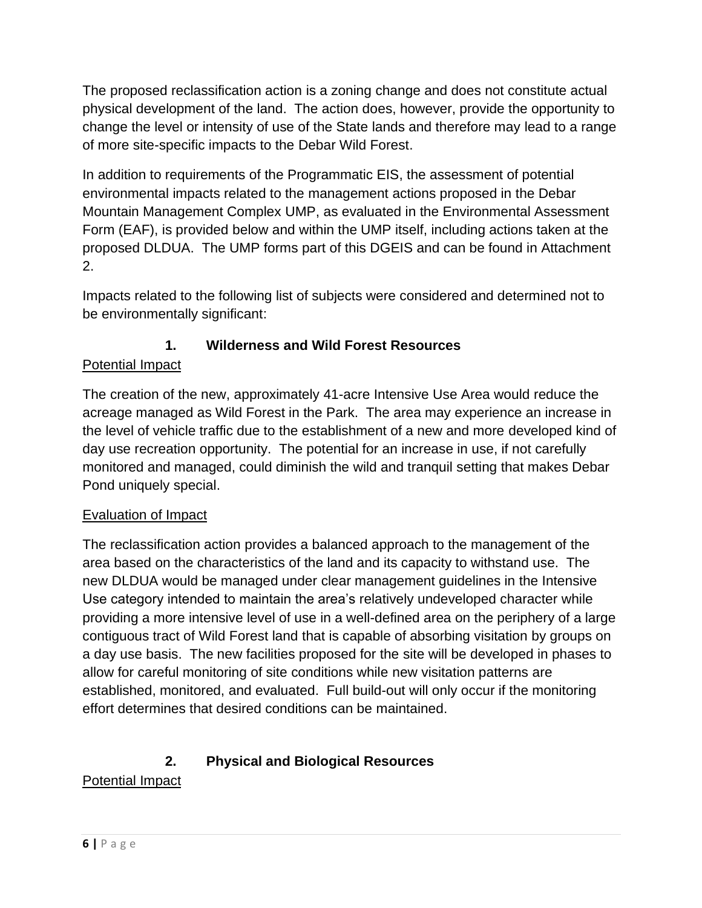The proposed reclassification action is a zoning change and does not constitute actual physical development of the land. The action does, however, provide the opportunity to change the level or intensity of use of the State lands and therefore may lead to a range of more site-specific impacts to the Debar Wild Forest.

In addition to requirements of the Programmatic EIS, the assessment of potential environmental impacts related to the management actions proposed in the Debar Mountain Management Complex UMP, as evaluated in the Environmental Assessment Form (EAF), is provided below and within the UMP itself, including actions taken at the proposed DLDUA. The UMP forms part of this DGEIS and can be found in Attachment 2.

Impacts related to the following list of subjects were considered and determined not to be environmentally significant:

### 1. Wilderness and Wild Forest Resources

Potential Impact

The creation of the new, approximately 41-acre Intensive Use Area would reduce the acreage managed as Wild Forest in the Park. The area may experience an increase in the level of vehicle traffic due to the establishment of a new and more developed kind of day use recreation opportunity. The potential for an increase in use, if not carefully monitored and managed, could diminish the wild and tranquil setting that makes Debar Pond uniquely special.

Evaluation of Impact

The reclassification action provides a balanced approach to the management of the area based on the characteristics of the land and its capacity to withstand use. The new DLDUA would be managed under clear management guidelines in the Intensive Use category intended to maintain the area's relatively undeveloped character while providing a more intensive level of use in a well-defined area on the periphery of a large contiguous tract of Wild Forest land that is capable of absorbing visitation by groups on a day use basis. The new facilities proposed for the site will be developed in phases to allow for careful monitoring of site conditions while new visitation patterns are established, monitored, and evaluated. Full build-out will only occur if the monitoring effort determines that desired conditions can be maintained.

### 2. Physical and Biological Resources

Potential Impact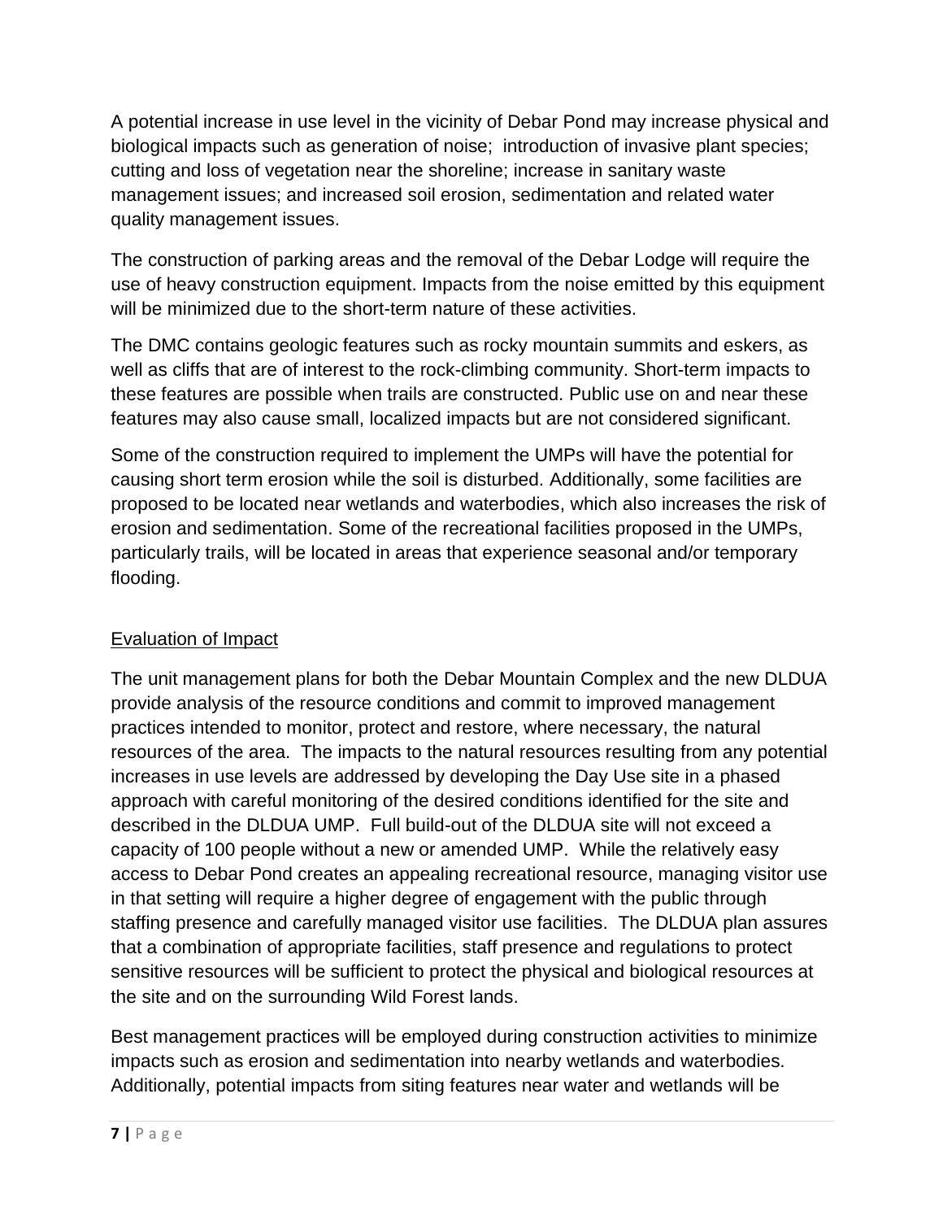A potential increase in use level in the vicinity of Debar Pond may increase physical and biological impacts such as generation of noise; introduction of invasive plant species; cutting and loss of vegetation near the shoreline; increase in sanitary waste management issues; and increased soil erosion, sedimentation and related water quality management issues.

The construction of parking areas and the removal of the Debar Lodge will require the use of heavy construction equipment. Impacts from the noise emitted by this equipment will be minimized due to the short-term nature of these activities.

The DMC contains geologic features such as rocky mountain summits and eskers, as well as cliffs that are of interest to the rock-climbing community. Short-term impacts to these features are possible when trails are constructed. Public use on and near these features may also cause small, localized impacts but are not considered significant.

Some of the construction required to implement the UMPs will have the potential for causing short term erosion while the soil is disturbed. Additionally, some facilities are proposed to be located near wetlands and waterbodies, which also increases the risk of erosion and sedimentation. Some of the recreational facilities proposed in the UMPs, particularly trails, will be located in areas that experience seasonal and/or temporary flooding.

Evaluation of Impact

The unit management plans for both the Debar Mountain Complex and the new DLDUA provide analysis of the resource conditions and commit to improved management practices intended to monitor, protect and restore, where necessary, the natural resources of the area. The impacts to the natural resources resulting from any potential increases in use levels are addressed by developing the Day Use site in a phased approach with careful monitoring of the desired conditions identified for the site and described in the DLDUA UMP. Full build-out of the DLDUA site will not exceed a capacity of 100 people without a new or amended UMP. While the relatively easy access to Debar Pond creates an appealing recreational resource, managing visitor use in that setting will require a higher degree of engagement with the public through staffing presence and carefully managed visitor use facilities. The DLDUA plan assures that a combination of appropriate facilities, staff presence and regulations to protect sensitive resources will be sufficient to protect the physical and biological resources at the site and on the surrounding Wild Forest lands.

Best management practices will be employed during construction activities to minimize impacts such as erosion and sedimentation into nearby wetlands and waterbodies. Additionally, potential impacts from siting features near water and wetlands will be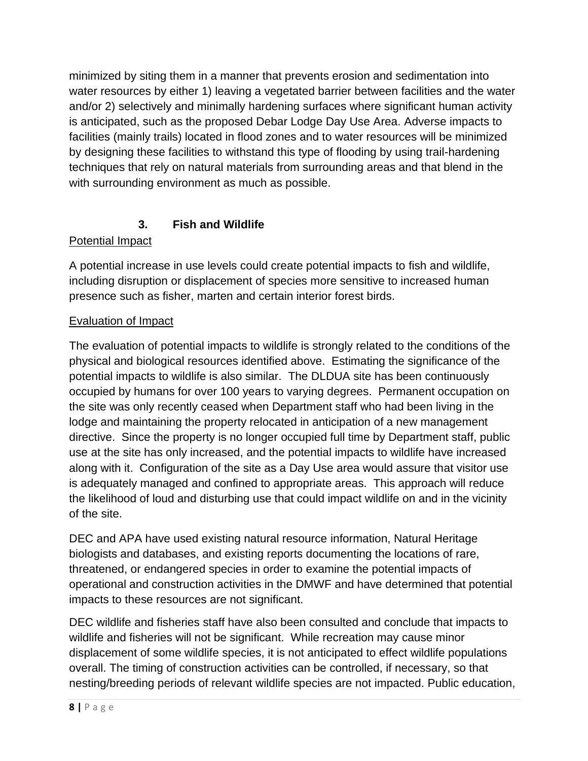minimized by siting them in a manner that prevents erosion and sedimentation into water resources by either 1) leaving a vegetated barrier between facilities and the water and/or 2) selectively and minimally hardening surfaces where significant human activity is anticipated, such as the proposed Debar Lodge Day Use Area. Adverse impacts to facilities (mainly trails) located in flood zones and to water resources will be minimized by designing these facilities to withstand this type of flooding by using trail-hardening techniques that rely on natural materials from surrounding areas and that blend in the with surrounding environment as much as possible.

### 3. Fish and Wildlife

Potential Impact

A potential increase in use levels could create potential impacts to fish and wildlife, including disruption or displacement of species more sensitive to increased human presence such as fisher, marten and certain interior forest birds.

Evaluation of Impact

The evaluation of potential impacts to wildlife is strongly related to the conditions of the physical and biological resources identified above. Estimating the significance of the potential impacts to wildlife is also similar. The DLDUA site has been continuously occupied by humans for over 100 years to varying degrees. Permanent occupation on the site was only recently ceased when Department staff who had been living in the lodge and maintaining the property relocated in anticipation of a new management directive. Since the property is no longer occupied full time by Department staff, public use at the site has only increased, and the potential impacts to wildlife have increased along with it. Configuration of the site as a Day Use area would assure that visitor use is adequately managed and confined to appropriate areas. This approach will reduce the likelihood of loud and disturbing use that could impact wildlife on and in the vicinity of the site.

DEC and APA have used existing natural resource information, Natural Heritage biologists and databases, and existing reports documenting the locations of rare, threatened, or endangered species in order to examine the potential impacts of operational and construction activities in the DMWF and have determined that potential impacts to these resources are not significant.

DEC wildlife and fisheries staff have also been consulted and conclude that impacts to wildlife and fisheries will not be significant. While recreation may cause minor displacement of some wildlife species, it is not anticipated to effect wildlife populations overall. The timing of construction activities can be controlled, if necessary, so that nesting/breeding periods of relevant wildlife species are not impacted. Public education,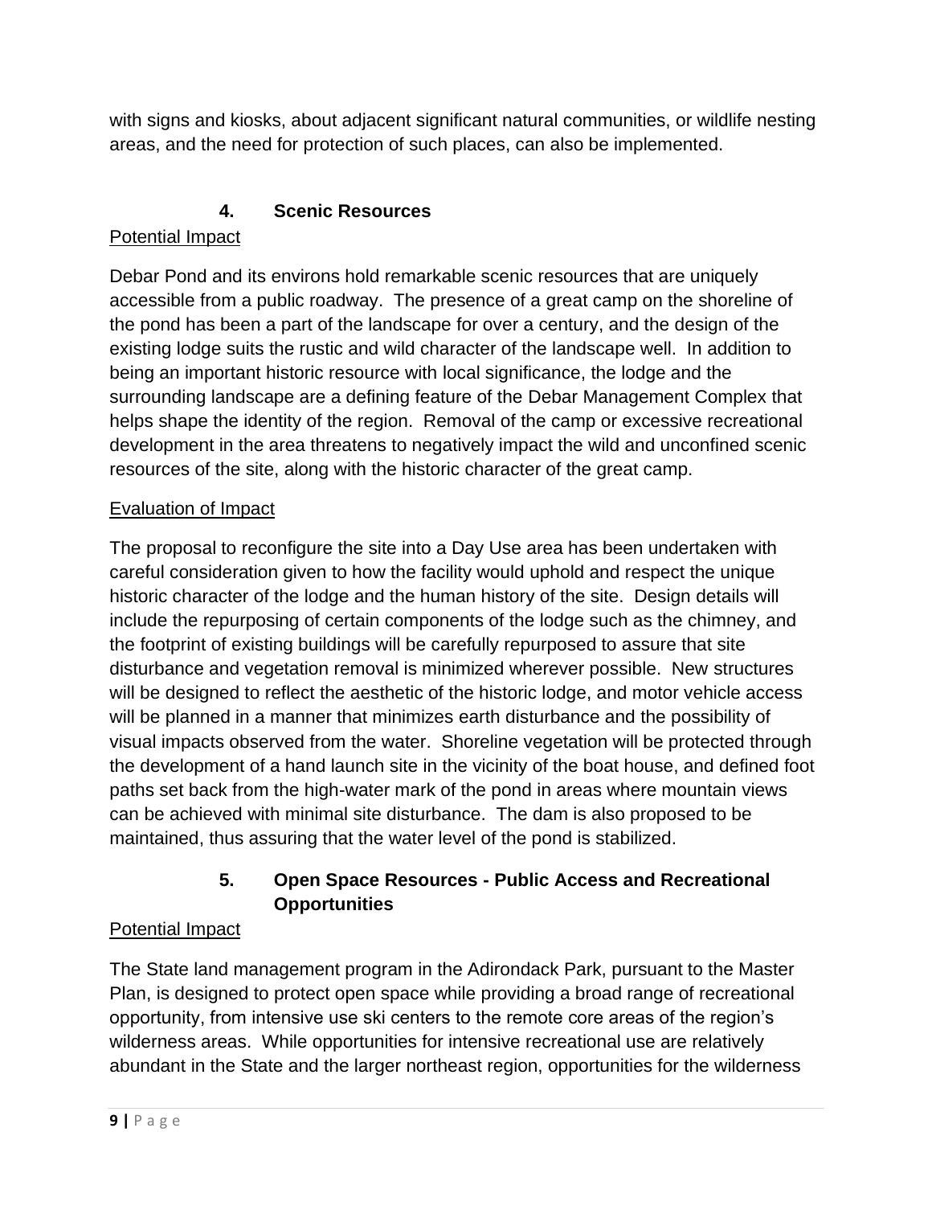with signs and kiosks, about adjacent significant natural communities, or wildlife nesting areas, and the need for protection of such places, can also be implemented.

### 4. Scenic Resources

Potential Impact

Debar Pond and its environs hold remarkable scenic resources that are uniquely accessible from a public roadway. The presence of a great camp on the shoreline of the pond has been a part of the landscape for over a century, and the design of the existing lodge suits the rustic and wild character of the landscape well. In addition to being an important historic resource with local significance, the lodge and the surrounding landscape are a defining feature of the Debar Management Complex that helps shape the identity of the region. Removal of the camp or excessive recreational development in the area threatens to negatively impact the wild and unconfined scenic resources of the site, along with the historic character of the great camp.

Evaluation of Impact

The proposal to reconfigure the site into a Day Use area has been undertaken with careful consideration given to how the facility would uphold and respect the unique historic character of the lodge and the human history of the site. Design details will include the repurposing of certain components of the lodge such as the chimney, and the footprint of existing buildings will be carefully repurposed to assure that site disturbance and vegetation removal is minimized wherever possible. New structures will be designed to reflect the aesthetic of the historic lodge, and motor vehicle access will be planned in a manner that minimizes earth disturbance and the possibility of visual impacts observed from the water. Shoreline vegetation will be protected through the development of a hand launch site in the vicinity of the boat house, and defined foot paths set back from the high-water mark of the pond in areas where mountain views can be achieved with minimal site disturbance. The dam is also proposed to be maintained, thus assuring that the water level of the pond is stabilized.

### 5. Open Space Resources - Public Access and Recreational Opportunities

Potential Impact

The State land management program in the Adirondack Park, pursuant to the Master Plan, is designed to protect open space while providing a broad range of recreational opportunity, from intensive use ski centers to the remote core areas of the region's wilderness areas. While opportunities for intensive recreational use are relatively abundant in the State and the larger northeast region, opportunities for the wilderness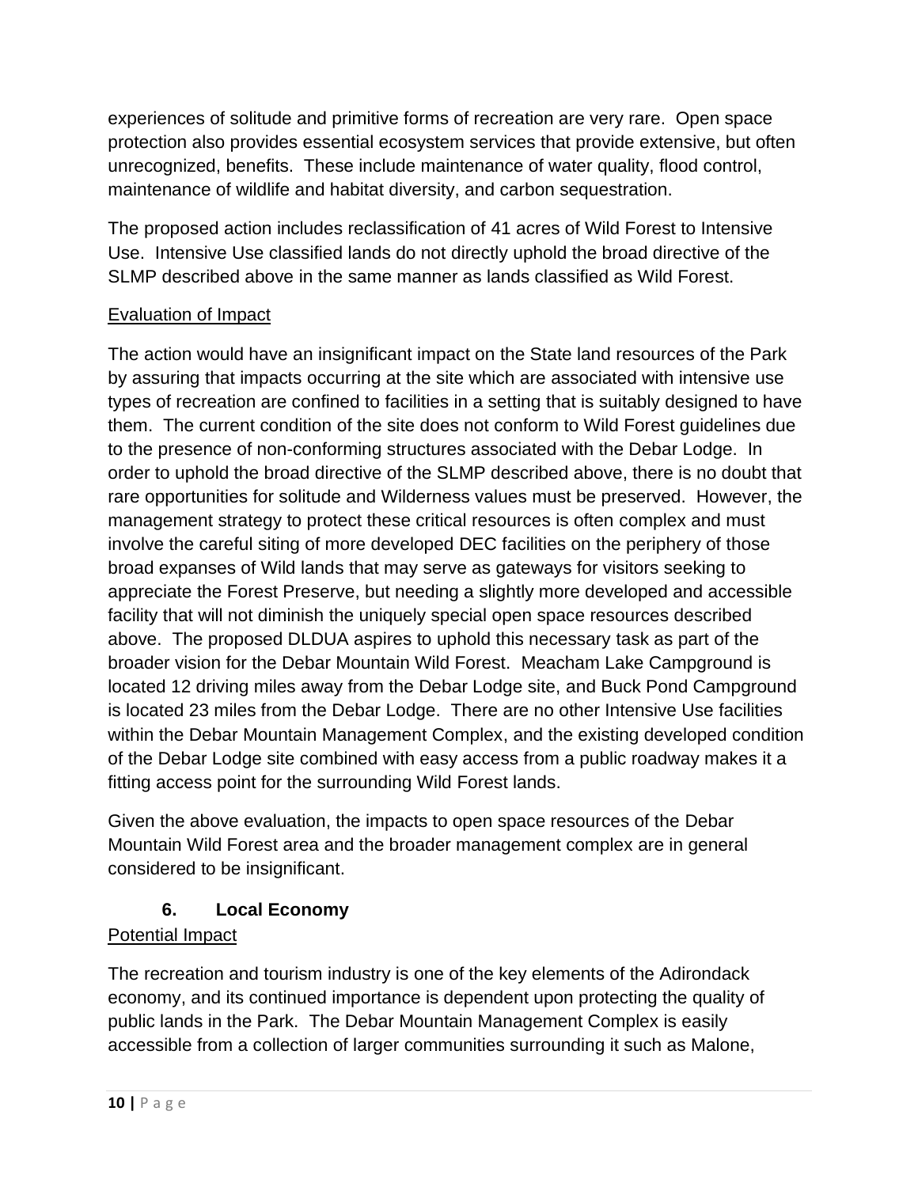experiences of solitude and primitive forms of recreation are very rare. Open space protection also provides essential ecosystem services that provide extensive, but often unrecognized, benefits. These include maintenance of water quality, flood control, maintenance of wildlife and habitat diversity, and carbon sequestration.

The proposed action includes reclassification of 41 acres of Wild Forest to Intensive Use. Intensive Use classified lands do not directly uphold the broad directive of the SLMP described above in the same manner as lands classified as Wild Forest.

Evaluation of Impact

The action would have an insignificant impact on the State land resources of the Park by assuring that impacts occurring at the site which are associated with intensive use types of recreation are confined to facilities in a setting that is suitably designed to have them. The current condition of the site does not conform to Wild Forest guidelines due to the presence of non-conforming structures associated with the Debar Lodge. In order to uphold the broad directive of the SLMP described above, there is no doubt that rare opportunities for solitude and Wilderness values must be preserved. However, the management strategy to protect these critical resources is often complex and must involve the careful siting of more developed DEC facilities on the periphery of those broad expanses of Wild lands that may serve as gateways for visitors seeking to appreciate the Forest Preserve, but needing a slightly more developed and accessible facility that will not diminish the uniquely special open space resources described above. The proposed DLDUA aspires to uphold this necessary task as part of the broader vision for the Debar Mountain Wild Forest. Meacham Lake Campground is located 12 driving miles away from the Debar Lodge site, and Buck Pond Campground is located 23 miles from the Debar Lodge. There are no other Intensive Use facilities within the Debar Mountain Management Complex, and the existing developed condition of the Debar Lodge site combined with easy access from a public roadway makes it a fitting access point for the surrounding Wild Forest lands.

Given the above evaluation, the impacts to open space resources of the Debar Mountain Wild Forest area and the broader management complex are in general considered to be insignificant.

### 6. Local Economy

Potential Impact

The recreation and tourism industry is one of the key elements of the Adirondack economy, and its continued importance is dependent upon protecting the quality of public lands in the Park. The Debar Mountain Management Complex is easily accessible from a collection of larger communities surrounding it such as Malone,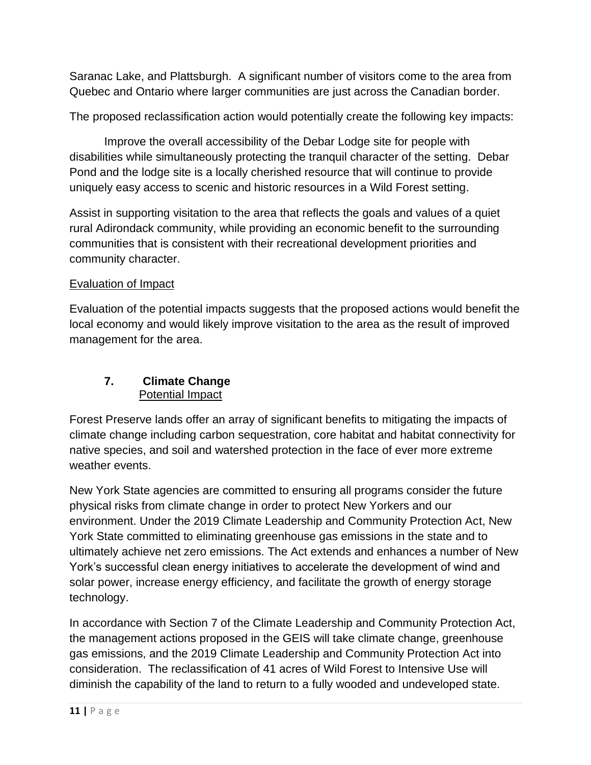Saranac Lake, and Plattsburgh. A significant number of visitors come to the area from Quebec and Ontario where larger communities are just across the Canadian border.

The proposed reclassification action would potentially create the following key impacts:

Improve the overall accessibility of the Debar Lodge site for people with disabilities while simultaneously protecting the tranquil character of the setting. Debar Pond and the lodge site is a locally cherished resource that will continue to provide uniquely easy access to scenic and historic resources in a Wild Forest setting.

Assist in supporting visitation to the area that reflects the goals and values of a quiet rural Adirondack community, while providing an economic benefit to the surrounding communities that is consistent with their recreational development priorities and community character.

Evaluation of Impact

Evaluation of the potential impacts suggests that the proposed actions would benefit the local economy and would likely improve visitation to the area as the result of improved management for the area.

### 7. Climate Change

Potential Impact

Forest Preserve lands offer an array of significant benefits to mitigating the impacts of climate change including carbon sequestration, core habitat and habitat connectivity for native species, and soil and watershed protection in the face of ever more extreme weather events.

New York State agencies are committed to ensuring all programs consider the future physical risks from climate change in order to protect New Yorkers and our environment. Under the 2019 Climate Leadership and Community Protection Act, New York State committed to eliminating greenhouse gas emissions in the state and to ultimately achieve net zero emissions. The Act extends and enhances a number of New York's successful clean energy initiatives to accelerate the development of wind and solar power, increase energy efficiency, and facilitate the growth of energy storage technology.

In accordance with Section 7 of the Climate Leadership and Community Protection Act, the management actions proposed in the GEIS will take climate change, greenhouse gas emissions, and the 2019 Climate Leadership and Community Protection Act into consideration. The reclassification of 41 acres of Wild Forest to Intensive Use will diminish the capability of the land to return to a fully wooded and undeveloped state.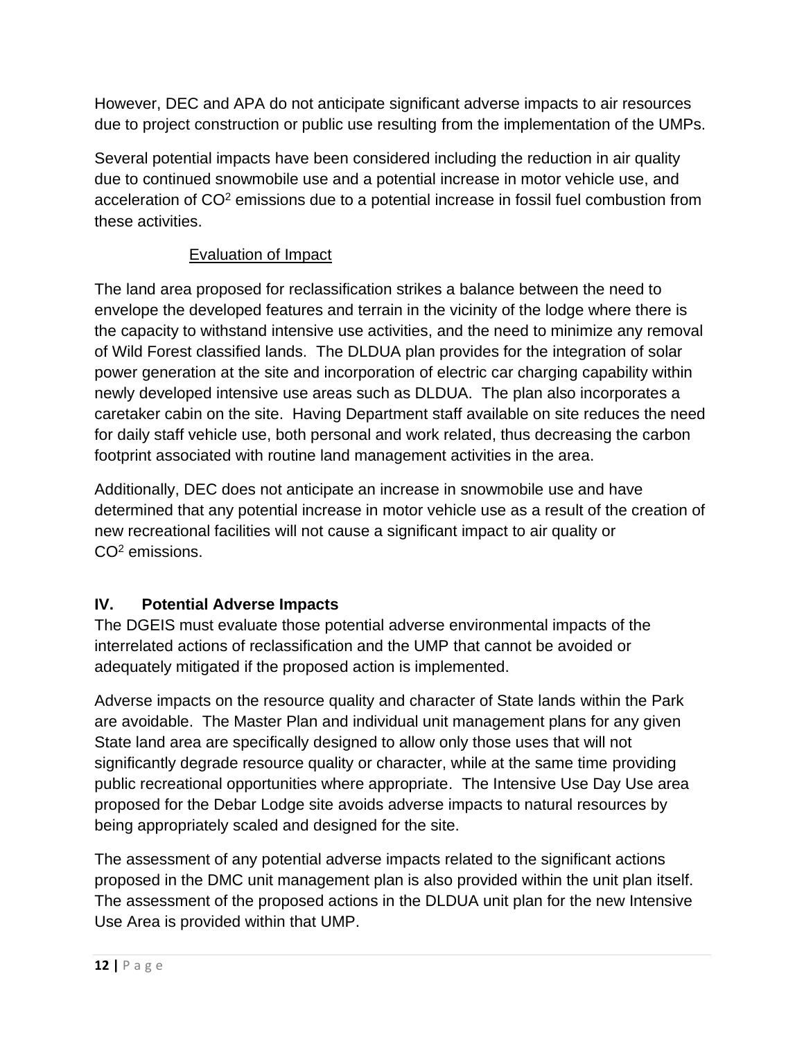However, DEC and APA do not anticipate significant adverse impacts to air resources due to project construction or public use resulting from the implementation of the UMPs.

Several potential impacts have been considered including the reduction in air quality due to continued snowmobile use and a potential increase in motor vehicle use, and acceleration of $CO^2$ emissions due to a potential increase in fossil fuel combustion from these activities.

Evaluation of Impact

The land area proposed for reclassification strikes a balance between the need to envelope the developed features and terrain in the vicinity of the lodge where there is the capacity to withstand intensive use activities, and the need to minimize any removal of Wild Forest classified lands. The DLDUA plan provides for the integration of solar power generation at the site and incorporation of electric car charging capability within newly developed intensive use areas such as DLDUA. The plan also incorporates a caretaker cabin on the site. Having Department staff available on site reduces the need for daily staff vehicle use, both personal and work related, thus decreasing the carbon footprint associated with routine land management activities in the area.

Additionally, DEC does not anticipate an increase in snowmobile use and have determined that any potential increase in motor vehicle use as a result of the creation of new recreational facilities will not cause a significant impact to air quality or $CO^2$ emissions.

## IV. Potential Adverse Impacts

The DGEIS must evaluate those potential adverse environmental impacts of the interrelated actions of reclassification and the UMP that cannot be avoided or adequately mitigated if the proposed action is implemented.

Adverse impacts on the resource quality and character of State lands within the Park are avoidable. The Master Plan and individual unit management plans for any given State land area are specifically designed to allow only those uses that will not significantly degrade resource quality or character, while at the same time providing public recreational opportunities where appropriate. The Intensive Use Day Use area proposed for the Debar Lodge site avoids adverse impacts to natural resources by being appropriately scaled and designed for the site.

The assessment of any potential adverse impacts related to the significant actions proposed in the DMC unit management plan is also provided within the unit plan itself. The assessment of the proposed actions in the DLDUA unit plan for the new Intensive Use Area is provided within that UMP.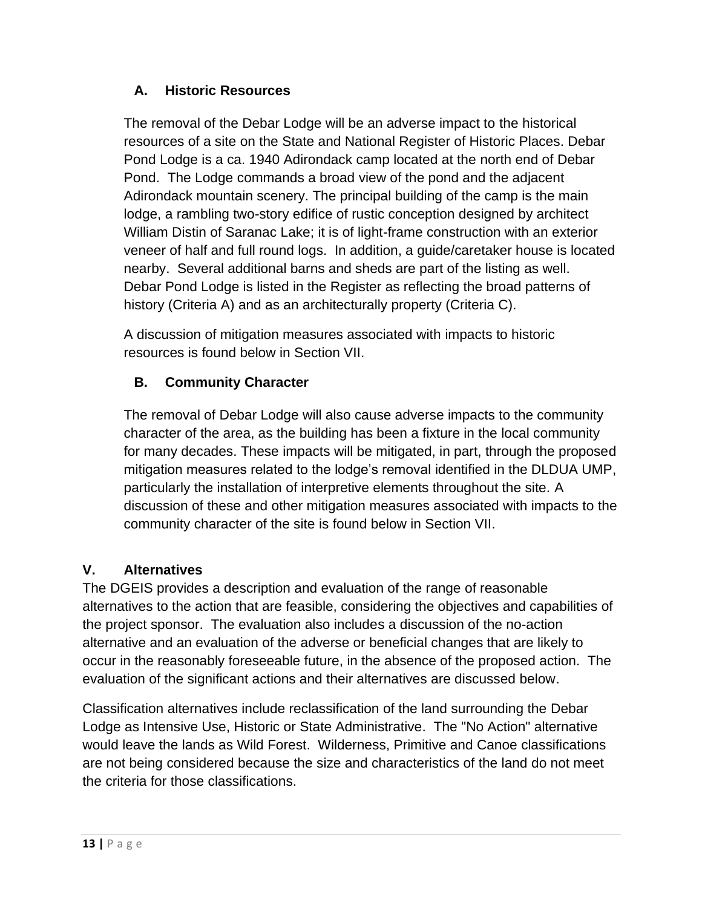### A. Historic Resources

The removal of the Debar Lodge will be an adverse impact to the historical resources of a site on the State and National Register of Historic Places. Debar Pond Lodge is a ca. 1940 Adirondack camp located at the north end of Debar Pond. The Lodge commands a broad view of the pond and the adjacent Adirondack mountain scenery. The principal building of the camp is the main lodge, a rambling two-story edifice of rustic conception designed by architect William Distin of Saranac Lake; it is of light-frame construction with an exterior veneer of half and full round logs. In addition, a guide/caretaker house is located nearby. Several additional barns and sheds are part of the listing as well. Debar Pond Lodge is listed in the Register as reflecting the broad patterns of history (Criteria A) and as an architecturally property (Criteria C).

A discussion of mitigation measures associated with impacts to historic resources is found below in Section VII.

### B. Community Character

The removal of Debar Lodge will also cause adverse impacts to the community character of the area, as the building has been a fixture in the local community for many decades. These impacts will be mitigated, in part, through the proposed mitigation measures related to the lodge's removal identified in the DLDUA UMP, particularly the installation of interpretive elements throughout the site. A discussion of these and other mitigation measures associated with impacts to the community character of the site is found below in Section VII.

## V. Alternatives

The DGEIS provides a description and evaluation of the range of reasonable alternatives to the action that are feasible, considering the objectives and capabilities of the project sponsor. The evaluation also includes a discussion of the no-action alternative and an evaluation of the adverse or beneficial changes that are likely to occur in the reasonably foreseeable future, in the absence of the proposed action. The evaluation of the significant actions and their alternatives are discussed below.

Classification alternatives include reclassification of the land surrounding the Debar Lodge as Intensive Use, Historic or State Administrative. The "No Action" alternative would leave the lands as Wild Forest. Wilderness, Primitive and Canoe classifications are not being considered because the size and characteristics of the land do not meet the criteria for those classifications.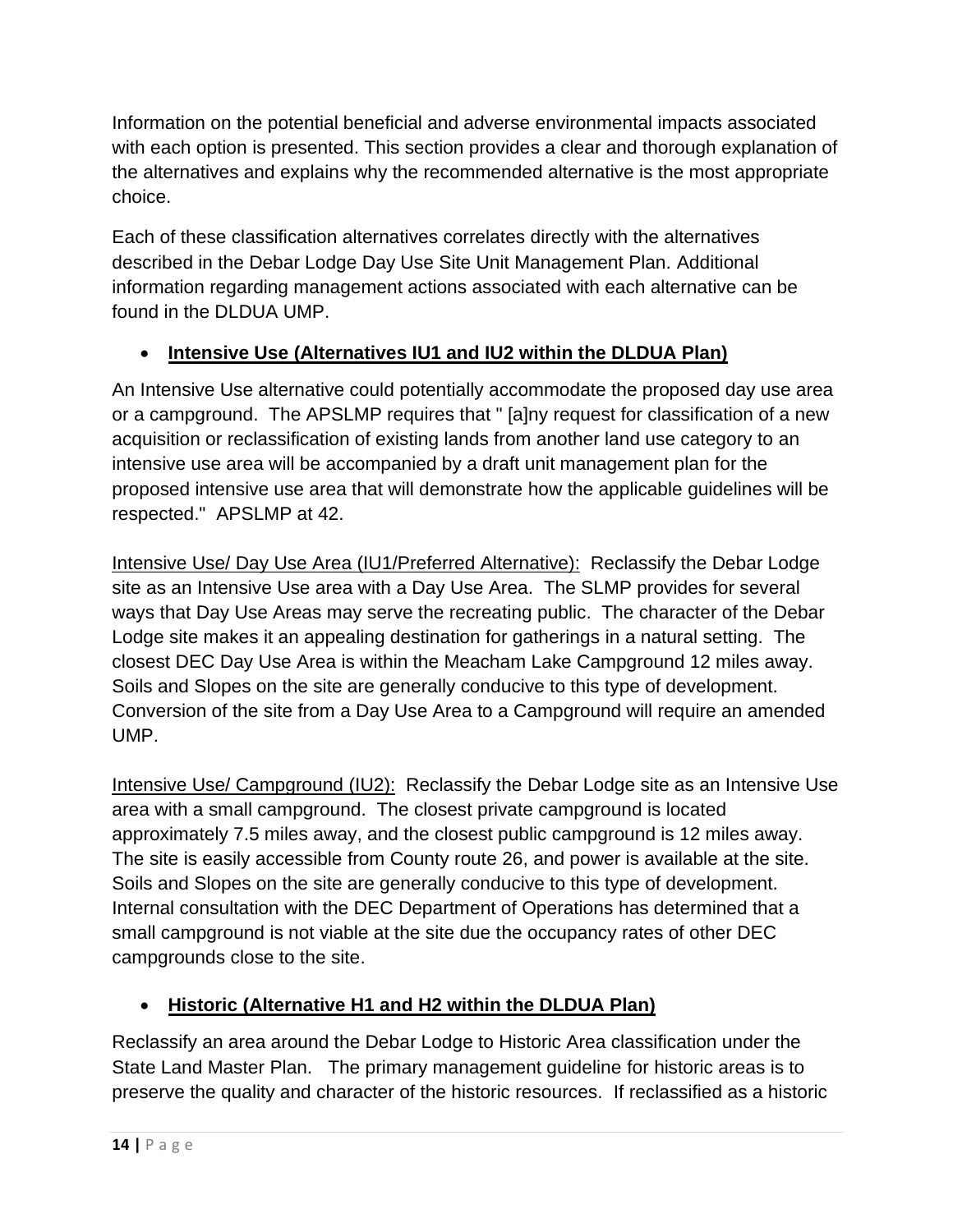Information on the potential beneficial and adverse environmental impacts associated with each option is presented. This section provides a clear and thorough explanation of the alternatives and explains why the recommended alternative is the most appropriate choice.

Each of these classification alternatives correlates directly with the alternatives described in the Debar Lodge Day Use Site Unit Management Plan. Additional information regarding management actions associated with each alternative can be found in the DLDUA UMP.

- **Intensive Use (Alternatives IU1 and IU2 within the DLDUA Plan)**

An Intensive Use alternative could potentially accommodate the proposed day use area or a campground. The APSLMP requires that " [a]ny request for classification of a new acquisition or reclassification of existing lands from another land use category to an intensive use area will be accompanied by a draft unit management plan for the proposed intensive use area that will demonstrate how the applicable guidelines will be respected." APSLMP at 42.

Intensive Use/ Day Use Area (IU1/Preferred Alternative): Reclassify the Debar Lodge site as an Intensive Use area with a Day Use Area. The SLMP provides for several ways that Day Use Areas may serve the recreating public. The character of the Debar Lodge site makes it an appealing destination for gatherings in a natural setting. The closest DEC Day Use Area is within the Meacham Lake Campground 12 miles away. Soils and Slopes on the site are generally conducive to this type of development. Conversion of the site from a Day Use Area to a Campground will require an amended UMP.

Intensive Use/ Campground (IU2): Reclassify the Debar Lodge site as an Intensive Use area with a small campground. The closest private campground is located approximately 7.5 miles away, and the closest public campground is 12 miles away. The site is easily accessible from County route 26, and power is available at the site. Soils and Slopes on the site are generally conducive to this type of development. Internal consultation with the DEC Department of Operations has determined that a small campground is not viable at the site due the occupancy rates of other DEC campgrounds close to the site.

- **Historic (Alternative H1 and H2 within the DLDUA Plan)**

Reclassify an area around the Debar Lodge to Historic Area classification under the State Land Master Plan. The primary management guideline for historic areas is to preserve the quality and character of the historic resources. If reclassified as a historic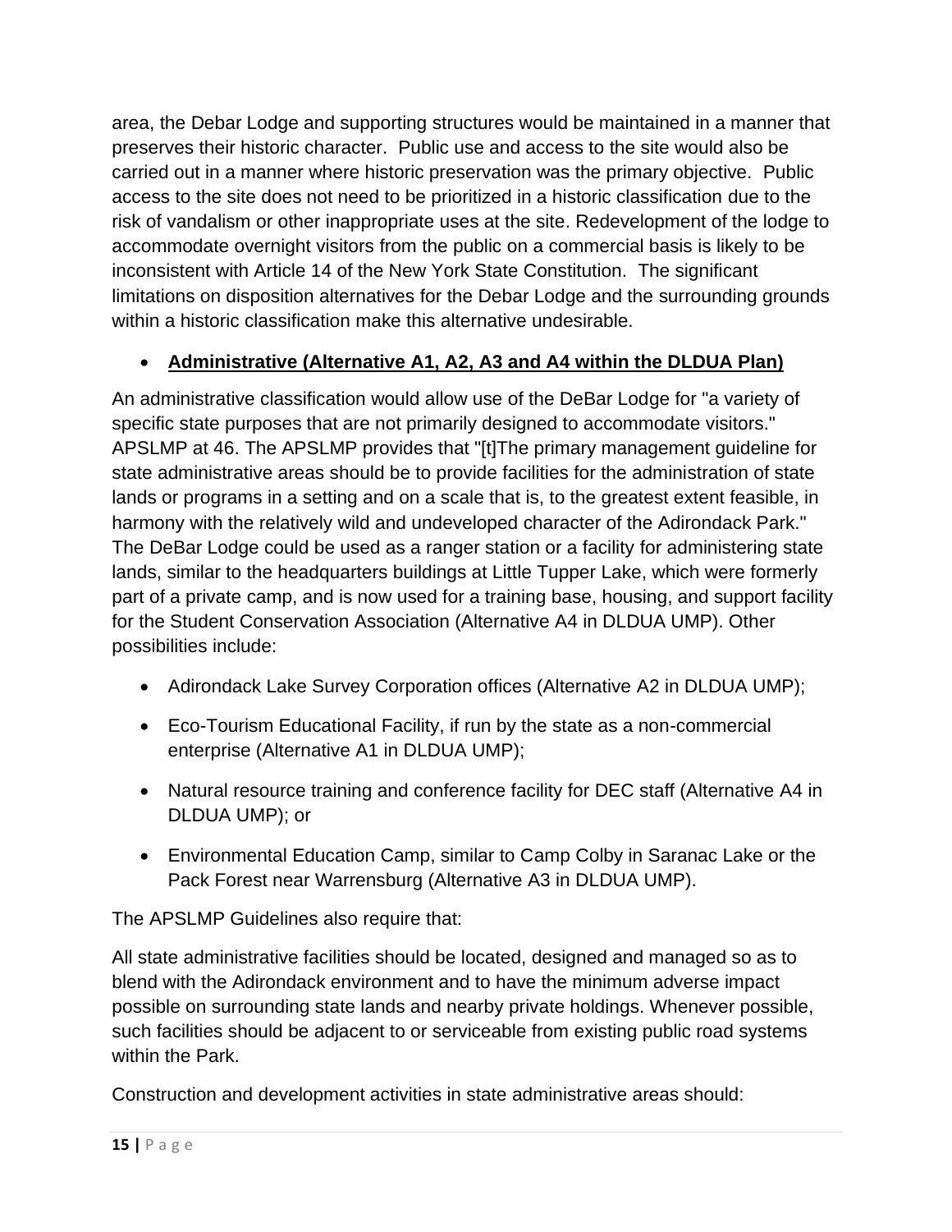area, the Debar Lodge and supporting structures would be maintained in a manner that preserves their historic character. Public use and access to the site would also be carried out in a manner where historic preservation was the primary objective. Public access to the site does not need to be prioritized in a historic classification due to the risk of vandalism or other inappropriate uses at the site. Redevelopment of the lodge to accommodate overnight visitors from the public on a commercial basis is likely to be inconsistent with Article 14 of the New York State Constitution. The significant limitations on disposition alternatives for the Debar Lodge and the surrounding grounds within a historic classification make this alternative undesirable.

- **Administrative (Alternative A1, A2, A3 and A4 within the DLDUA Plan)**

An administrative classification would allow use of the DeBar Lodge for "a variety of specific state purposes that are not primarily designed to accommodate visitors." APSLMP at 46. The APSLMP provides that "[t]The primary management guideline for state administrative areas should be to provide facilities for the administration of state lands or programs in a setting and on a scale that is, to the greatest extent feasible, in harmony with the relatively wild and undeveloped character of the Adirondack Park." The DeBar Lodge could be used as a ranger station or a facility for administering state lands, similar to the headquarters buildings at Little Tupper Lake, which were formerly part of a private camp, and is now used for a training base, housing, and support facility for the Student Conservation Association (Alternative A4 in DLDUA UMP). Other possibilities include:

- Adirondack Lake Survey Corporation offices (Alternative A2 in DLDUA UMP);
- Eco-Tourism Educational Facility, if run by the state as a non-commercial enterprise (Alternative A1 in DLDUA UMP);
- Natural resource training and conference facility for DEC staff (Alternative A4 in DLDUA UMP); or
- Environmental Education Camp, similar to Camp Colby in Saranac Lake or the Pack Forest near Warrensburg (Alternative A3 in DLDUA UMP).

The APSLMP Guidelines also require that:

All state administrative facilities should be located, designed and managed so as to blend with the Adirondack environment and to have the minimum adverse impact possible on surrounding state lands and nearby private holdings. Whenever possible, such facilities should be adjacent to or serviceable from existing public road systems within the Park.

Construction and development activities in state administrative areas should: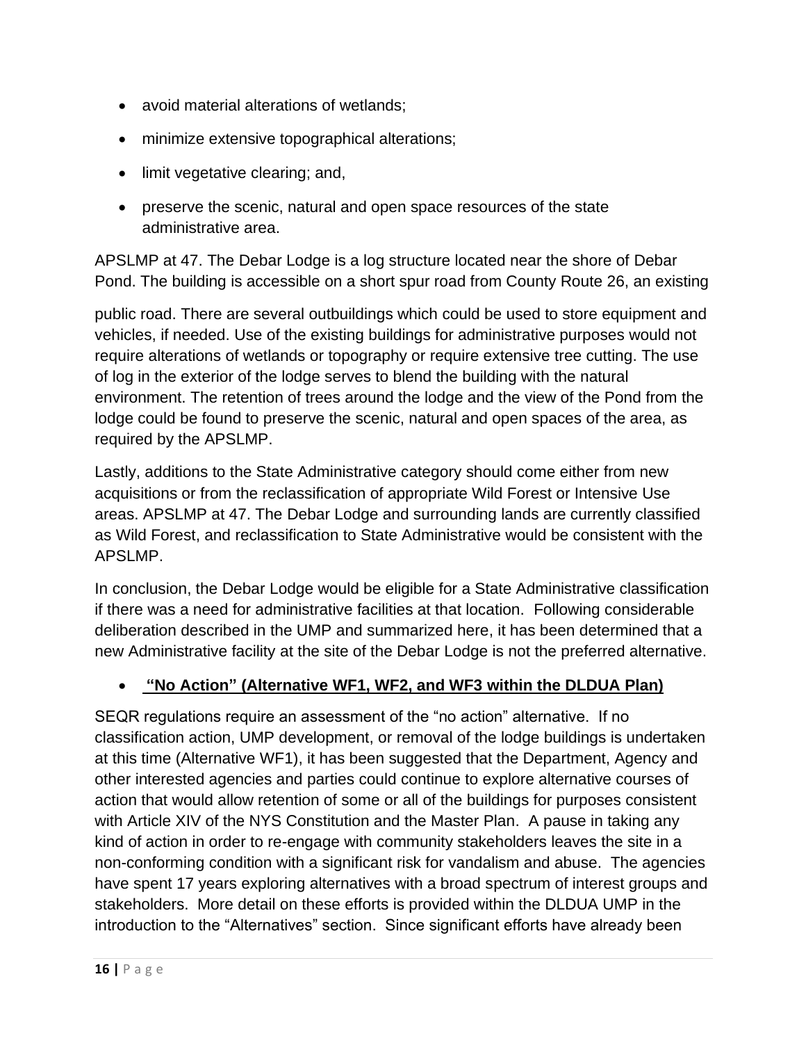- avoid material alterations of wetlands;
- minimize extensive topographical alterations;
- limit vegetative clearing; and,
- preserve the scenic, natural and open space resources of the state administrative area.

APSLMP at 47. The Debar Lodge is a log structure located near the shore of Debar Pond. The building is accessible on a short spur road from County Route 26, an existing public road. There are several outbuildings which could be used to store equipment and vehicles, if needed. Use of the existing buildings for administrative purposes would not require alterations of wetlands or topography or require extensive tree cutting. The use of log in the exterior of the lodge serves to blend the building with the natural environment. The retention of trees around the lodge and the view of the Pond from the lodge could be found to preserve the scenic, natural and open spaces of the area, as required by the APSLMP.

Lastly, additions to the State Administrative category should come either from new acquisitions or from the reclassification of appropriate Wild Forest or Intensive Use areas. APSLMP at 47. The Debar Lodge and surrounding lands are currently classified as Wild Forest, and reclassification to State Administrative would be consistent with the APSLMP.

In conclusion, the Debar Lodge would be eligible for a State Administrative classification if there was a need for administrative facilities at that location. Following considerable deliberation described in the UMP and summarized here, it has been determined that a new Administrative facility at the site of the Debar Lodge is not the preferred alternative.

- **"No Action" (Alternative WF1, WF2, and WF3 within the DLDUA Plan)**

SEQR regulations require an assessment of the "no action" alternative. If no classification action, UMP development, or removal of the lodge buildings is undertaken at this time (Alternative WF1), it has been suggested that the Department, Agency and other interested agencies and parties could continue to explore alternative courses of action that would allow retention of some or all of the buildings for purposes consistent with Article XIV of the NYS Constitution and the Master Plan. A pause in taking any kind of action in order to re-engage with community stakeholders leaves the site in a non-conforming condition with a significant risk for vandalism and abuse. The agencies have spent 17 years exploring alternatives with a broad spectrum of interest groups and stakeholders. More detail on these efforts is provided within the DLDUA UMP in the introduction to the "Alternatives" section. Since significant efforts have already been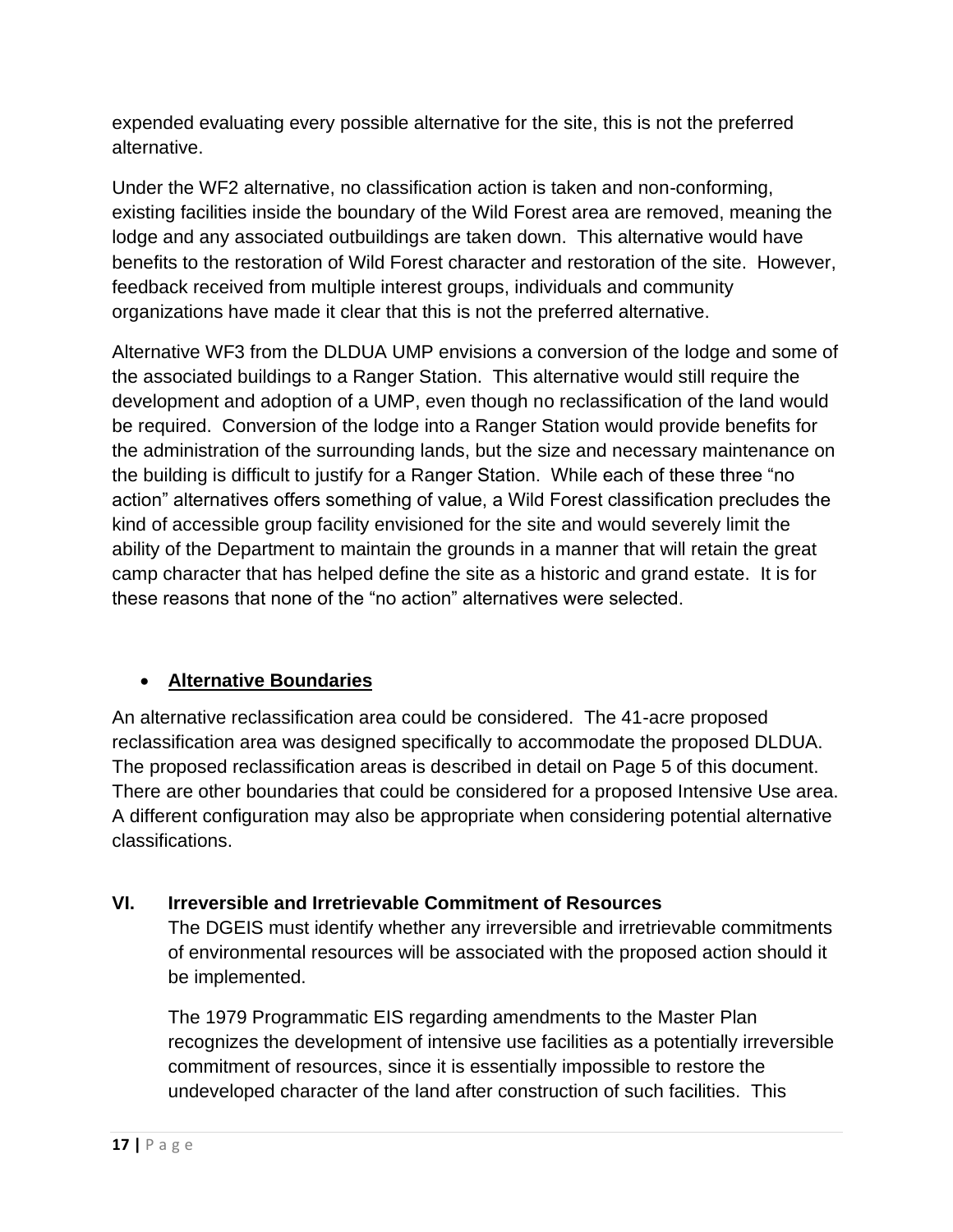expended evaluating every possible alternative for the site, this is not the preferred alternative.

Under the WF2 alternative, no classification action is taken and non-conforming, existing facilities inside the boundary of the Wild Forest area are removed, meaning the lodge and any associated outbuildings are taken down. This alternative would have benefits to the restoration of Wild Forest character and restoration of the site. However, feedback received from multiple interest groups, individuals and community organizations have made it clear that this is not the preferred alternative.

Alternative WF3 from the DLDUA UMP envisions a conversion of the lodge and some of the associated buildings to a Ranger Station. This alternative would still require the development and adoption of a UMP, even though no reclassification of the land would be required. Conversion of the lodge into a Ranger Station would provide benefits for the administration of the surrounding lands, but the size and necessary maintenance on the building is difficult to justify for a Ranger Station. While each of these three "no action" alternatives offers something of value, a Wild Forest classification precludes the kind of accessible group facility envisioned for the site and would severely limit the ability of the Department to maintain the grounds in a manner that will retain the great camp character that has helped define the site as a historic and grand estate. It is for these reasons that none of the "no action" alternatives were selected.

- **Alternative Boundaries**

An alternative reclassification area could be considered. The 41-acre proposed reclassification area was designed specifically to accommodate the proposed DLDUA. The proposed reclassification areas is described in detail on Page 5 of this document. There are other boundaries that could be considered for a proposed Intensive Use area. A different configuration may also be appropriate when considering potential alternative classifications.

## VI. Irreversible and Irretrievable Commitment of Resources

The DGEIS must identify whether any irreversible and irretrievable commitments of environmental resources will be associated with the proposed action should it be implemented.

The 1979 Programmatic EIS regarding amendments to the Master Plan recognizes the development of intensive use facilities as a potentially irreversible commitment of resources, since it is essentially impossible to restore the undeveloped character of the land after construction of such facilities. This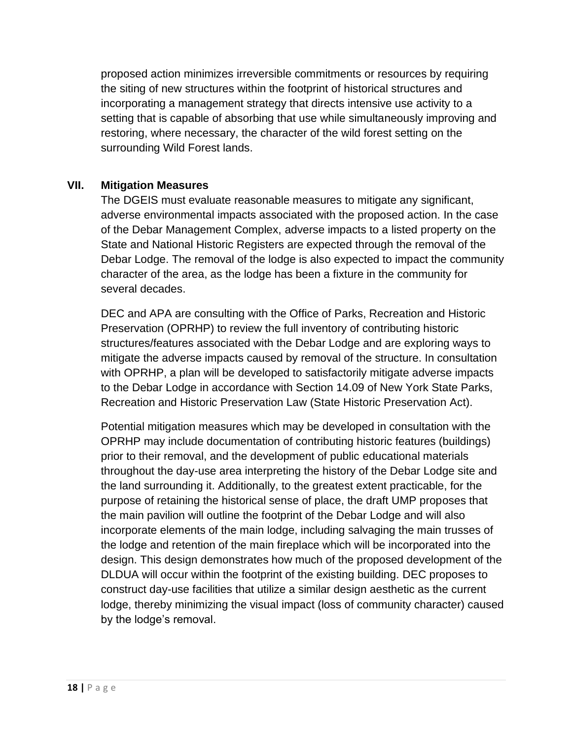proposed action minimizes irreversible commitments or resources by requiring the siting of new structures within the footprint of historical structures and incorporating a management strategy that directs intensive use activity to a setting that is capable of absorbing that use while simultaneously improving and restoring, where necessary, the character of the wild forest setting on the surrounding Wild Forest lands.

## VII. Mitigation Measures

The DGEIS must evaluate reasonable measures to mitigate any significant, adverse environmental impacts associated with the proposed action. In the case of the Debar Management Complex, adverse impacts to a listed property on the State and National Historic Registers are expected through the removal of the Debar Lodge. The removal of the lodge is also expected to impact the community character of the area, as the lodge has been a fixture in the community for several decades.

DEC and APA are consulting with the Office of Parks, Recreation and Historic Preservation (OPRHP) to review the full inventory of contributing historic structures/features associated with the Debar Lodge and are exploring ways to mitigate the adverse impacts caused by removal of the structure. In consultation with OPRHP, a plan will be developed to satisfactorily mitigate adverse impacts to the Debar Lodge in accordance with Section 14.09 of New York State Parks, Recreation and Historic Preservation Law (State Historic Preservation Act).

Potential mitigation measures which may be developed in consultation with the OPRHP may include documentation of contributing historic features (buildings) prior to their removal, and the development of public educational materials throughout the day-use area interpreting the history of the Debar Lodge site and the land surrounding it. Additionally, to the greatest extent practicable, for the purpose of retaining the historical sense of place, the draft UMP proposes that the main pavilion will outline the footprint of the Debar Lodge and will also incorporate elements of the main lodge, including salvaging the main trusses of the lodge and retention of the main fireplace which will be incorporated into the design. This design demonstrates how much of the proposed development of the DLDUA will occur within the footprint of the existing building. DEC proposes to construct day-use facilities that utilize a similar design aesthetic as the current lodge, thereby minimizing the visual impact (loss of community character) caused by the lodge's removal.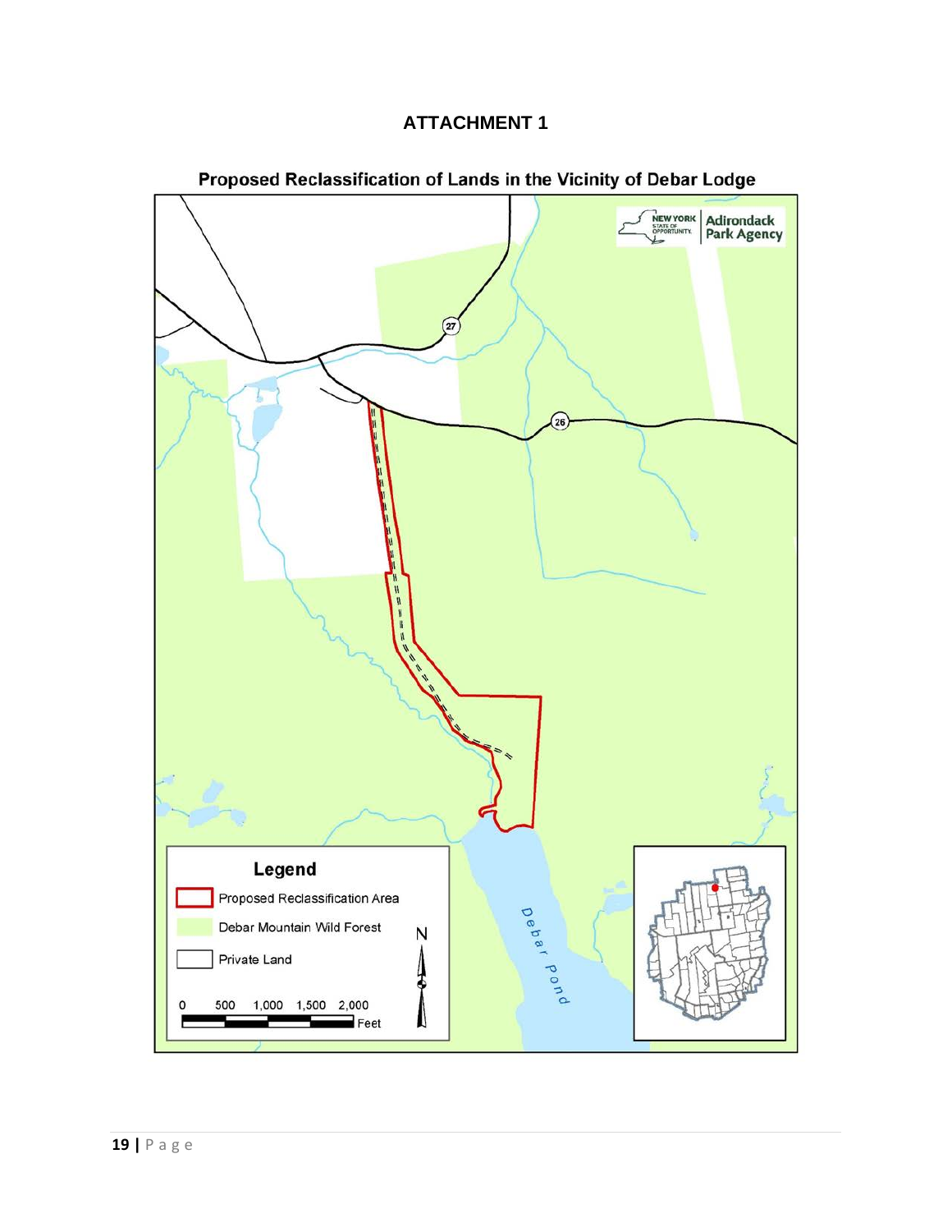# ATTACHMENT 1

## Proposed Reclassification of Lands in the Vicinity of Debar Lodge

NEW YORK STATE OF OPPORTUNITY. | Adirondack Park Agency

27

26

Debar Pond

**Legend**

Proposed Reclassification Area

Debar Mountain Wild Forest

Private Land

0 500 1,000 1,500 2,000 Feet

N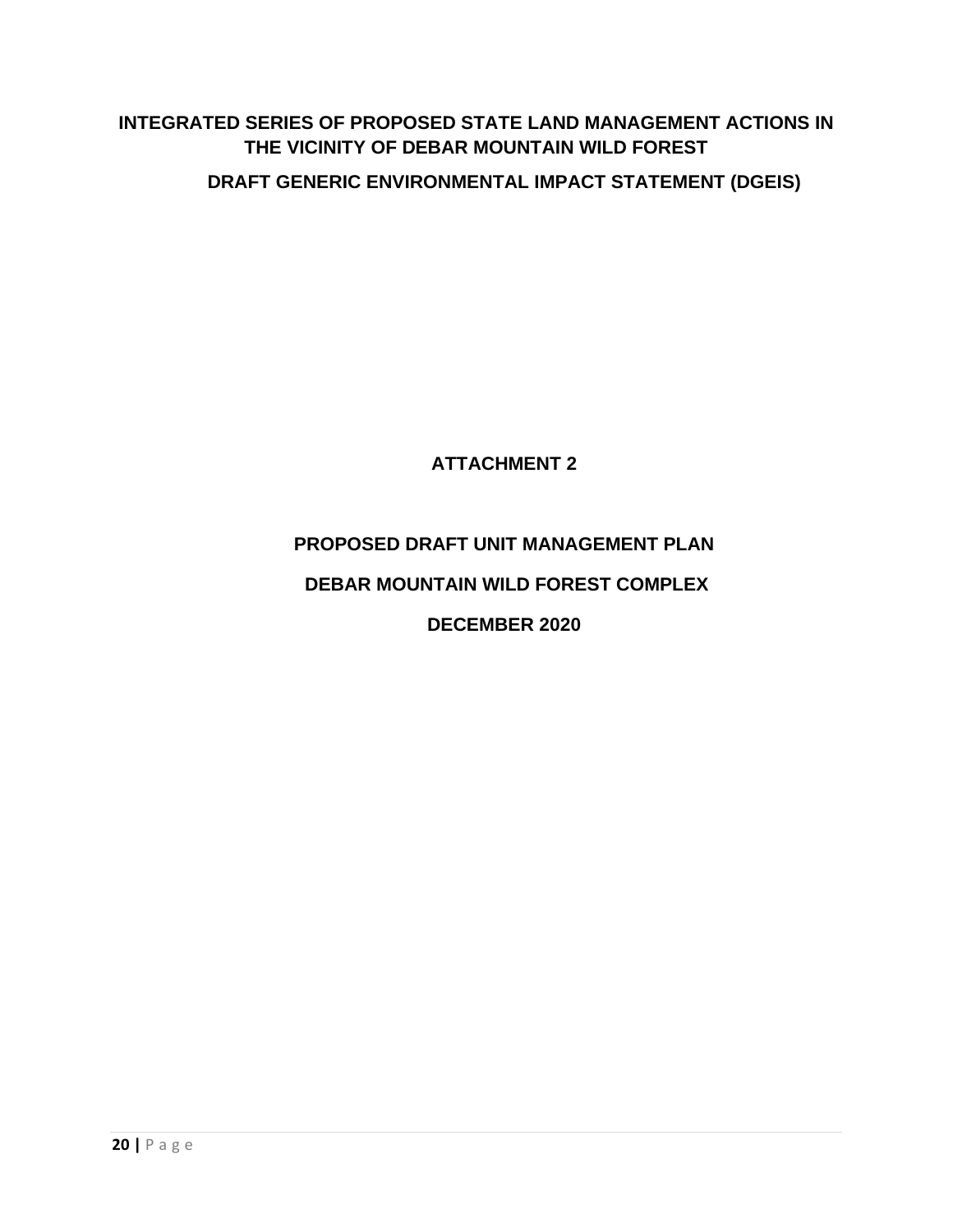**INTEGRATED SERIES OF PROPOSED STATE LAND MANAGEMENT ACTIONS IN THE VICINITY OF DEBAR MOUNTAIN WILD FOREST**

**DRAFT GENERIC ENVIRONMENTAL IMPACT STATEMENT (DGEIS)**

# ATTACHMENT 2

## PROPOSED DRAFT UNIT MANAGEMENT PLAN

## DEBAR MOUNTAIN WILD FOREST COMPLEX

## DECEMBER 2020